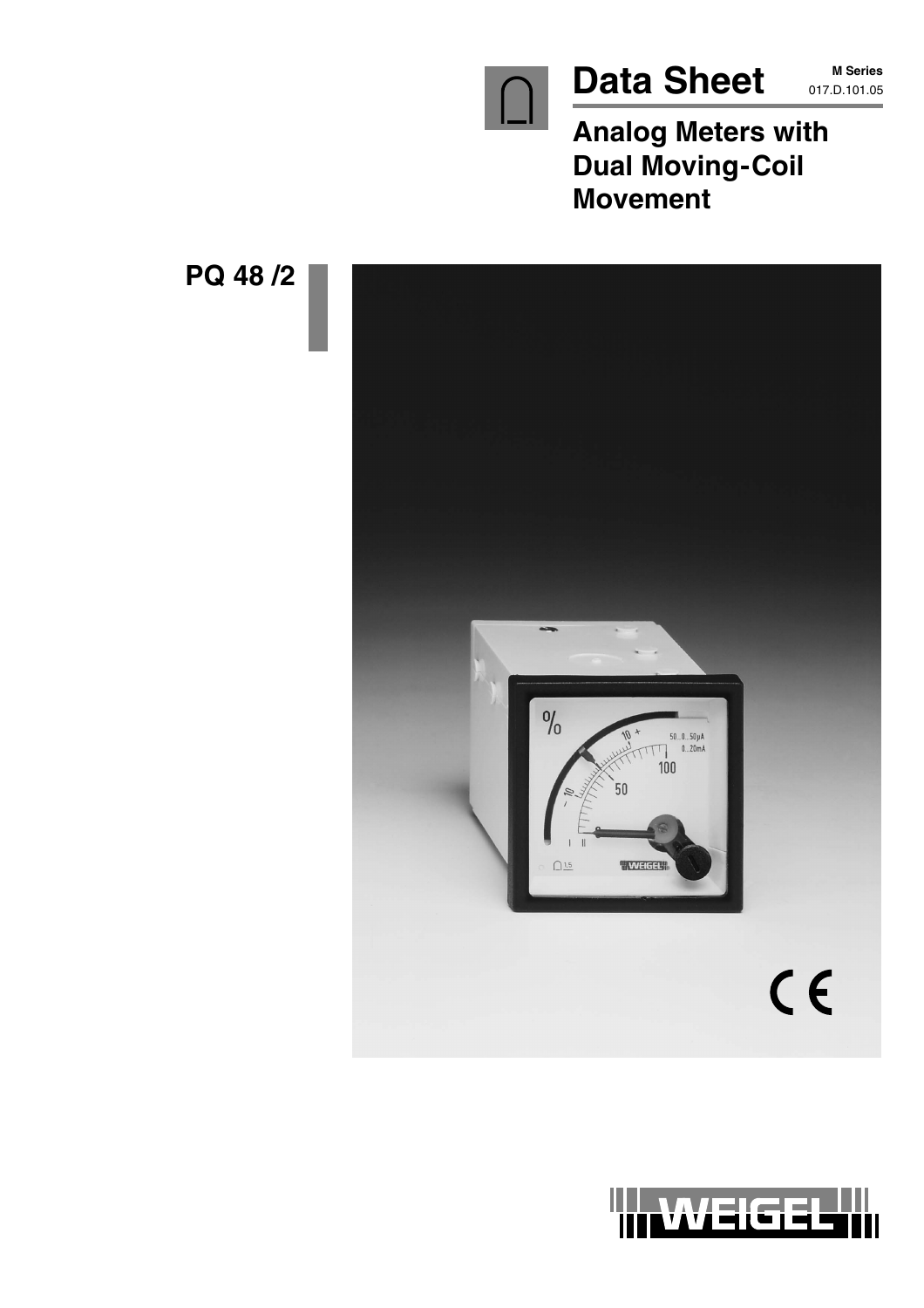# Data Sheet

**M Series**
017.D.101.05

## Analog Meters with Dual Moving-Coil Movement

**PQ 48 /2**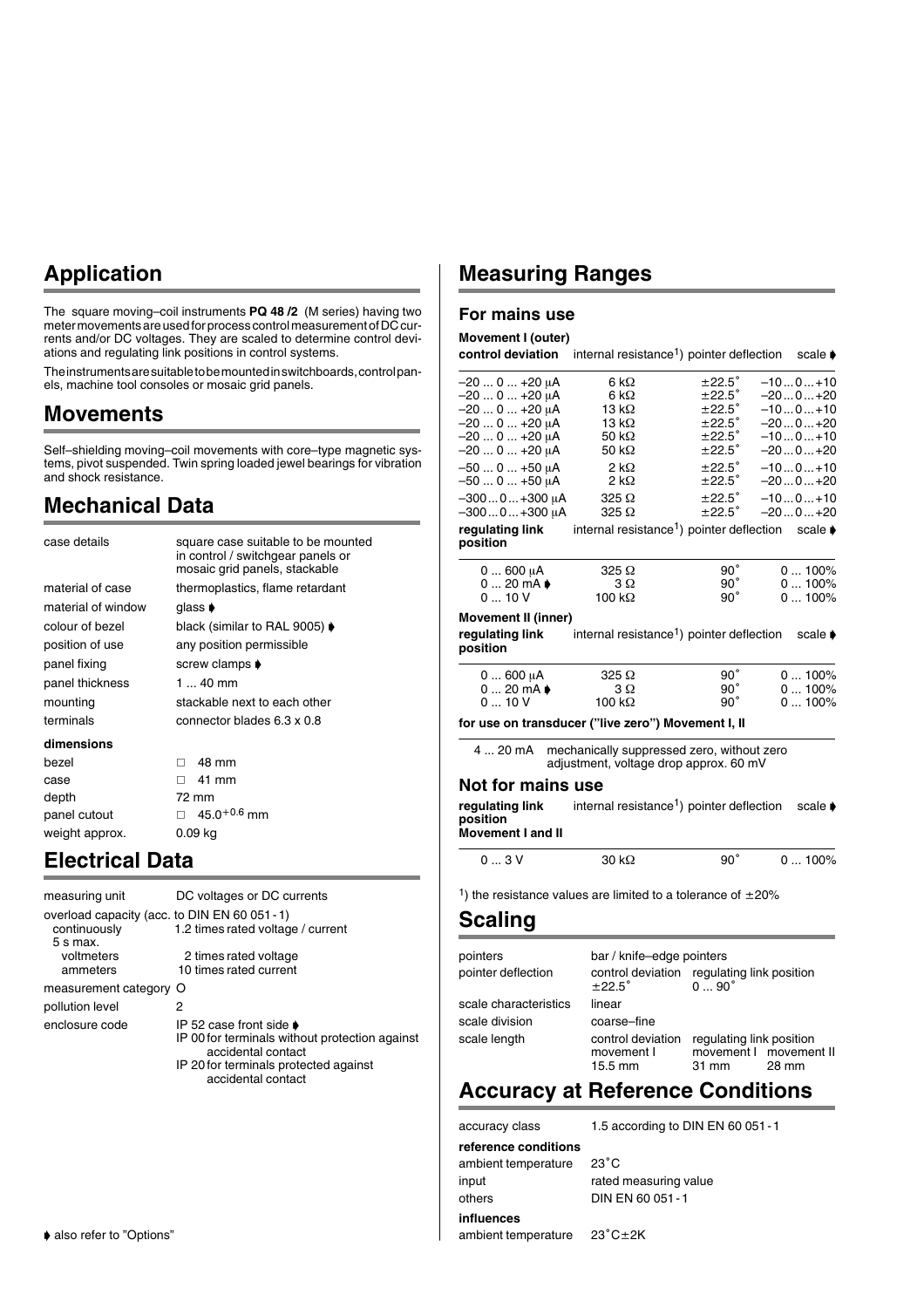## Application

The square moving–coil instruments **PQ 48 /2** (M series) having two meter movements are used for process control measurement of DC currents and/or DC voltages. They are scaled to determine control deviations and regulating link positions in control systems.

The instruments are suitable to be mounted in switchboards, control panels, machine tool consoles or mosaic grid panels.

## Movements

Self–shielding moving–coil movements with core–type magnetic systems, pivot suspended. Twin spring loaded jewel bearings for vibration and shock resistance.

## Mechanical Data

| | |
|---|---|
| case details | square case suitable to be mounted in control / switchgear panels or mosaic grid panels, stackable |
| material of case | thermoplastics, flame retardant |
| material of window | glass ➧ |
| colour of bezel | black (similar to RAL 9005) ➧ |
| position of use | any position permissible |
| panel fixing | screw clamps ➧ |
| panel thickness | 1 ... 40 mm |
| mounting | stackable next to each other |
| terminals | connector blades 6.3 x 0.8 |

**dimensions**

| | |
|---|---|
| bezel | □ 48 mm |
| case | □ 41 mm |
| depth | 72 mm |
| panel cutout | □ $45.0^{+0.6}$ mm |
| weight approx. | 0.09 kg |

## Electrical Data

| | |
|---|---|
| measuring unit | DC voltages or DC currents |
| overload capacity (acc. to DIN EN 60 051 - 1) | |
| continuously | 1.2 times rated voltage / current |
| 5 s max. | |
| voltmeters | 2 times rated voltage |
| ammeters | 10 times rated current |
| measurement category | O |
| pollution level | 2 |
| enclosure code | IP 52 case front side ➧<br>IP 00 for terminals without protection against accidental contact<br>IP 20 for terminals protected against accidental contact |

➧ also refer to "Options"

## Measuring Ranges

### For mains use

**Movement I (outer)**

| control deviation | internal resistance[1] | pointer deflection | scale ➧ |
|---|---|---|---|
| –20 ... 0 ... +20 µA | 6 kΩ | ±22.5˚ | –10 ... 0 ... +10 |
| –20 ... 0 ... +20 µA | 6 kΩ | ±22.5˚ | –20 ... 0 ... +20 |
| –20 ... 0 ... +20 µA | 13 kΩ | ±22.5˚ | –10 ... 0 ... +10 |
| –20 ... 0 ... +20 µA | 13 kΩ | ±22.5˚ | –20 ... 0 ... +20 |
| –20 ... 0 ... +20 µA | 50 kΩ | ±22.5˚ | –10 ... 0 ... +10 |
| –20 ... 0 ... +20 µA | 50 kΩ | ±22.5˚ | –20 ... 0 ... +20 |
| –50 ... 0 ... +50 µA | 2 kΩ | ±22.5˚ | –10 ... 0 ... +10 |
| –50 ... 0 ... +50 µA | 2 kΩ | ±22.5˚ | –20 ... 0 ... +20 |
| –300 ... 0 ... +300 µA | 325 Ω | ±22.5˚ | –10 ... 0 ... +10 |
| –300 ... 0 ... +300 µA | 325 Ω | ±22.5˚ | –20 ... 0 ... +20 |

| regulating link position | internal resistance[1] | pointer deflection | scale ➧ |
|---|---|---|---|
| 0 ... 600 µA | 325 Ω | 90˚ | 0 ... 100% |
| 0 ... 20 mA ➧ | 3 Ω | 90˚ | 0 ... 100% |
| 0 ... 10 V | 100 kΩ | 90˚ | 0 ... 100% |

**Movement II (inner)**

| regulating link position | internal resistance[1] | pointer deflection | scale ➧ |
|---|---|---|---|
| 0 ... 600 µA | 325 Ω | 90˚ | 0 ... 100% |
| 0 ... 20 mA ➧ | 3 Ω | 90˚ | 0 ... 100% |
| 0 ... 10 V | 100 kΩ | 90˚ | 0 ... 100% |

**for use on transducer ("live zero") Movement I, II**

| | |
|---|---|
| 4 ... 20 mA | mechanically suppressed zero, without zero adjustment, voltage drop approx. 60 mV |

### Not for mains use

| regulating link position Movement I and II | internal resistance[1] | pointer deflection | scale ➧ |
|---|---|---|---|
| 0 ... 3 V | 30 kΩ | 90˚ | 0 ... 100% |

[1]) the resistance values are limited to a tolerance of ±20%

## Scaling

| | | | |
|---|---|---|---|
| pointers | bar / knife–edge pointers | | |
| pointer deflection | control deviation ±22.5˚ | regulating link position 0 ... 90˚ | |
| scale characteristics | linear | | |
| scale division | coarse–fine | | |
| scale length | control deviation movement I 15.5 mm | regulating link position movement I 31 mm | movement II 28 mm |

## Accuracy at Reference Conditions

| | |
|---|---|
| accuracy class | 1.5 according to DIN EN 60 051 - 1 |
| **reference conditions** | |
| ambient temperature | 23˚C |
| input | rated measuring value |
| others | DIN EN 60 051 - 1 |
| **influences** | |
| ambient temperature | 23˚C±2K |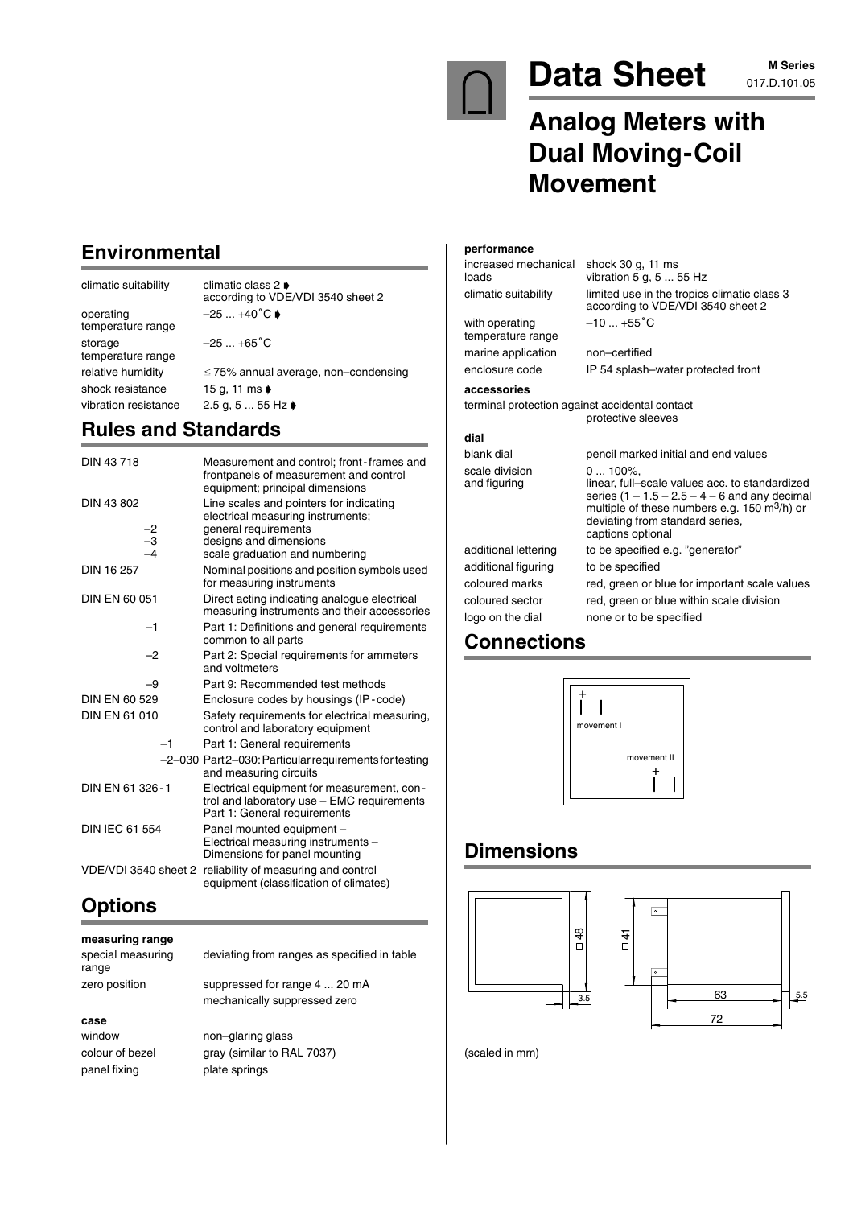# Data Sheet

**M Series**
017.D.101.05

## Analog Meters with Dual Moving-Coil Movement

## Environmental

| | |
|---|---|
| climatic suitability | climatic class 2 ➧ according to VDE/VDI 3540 sheet 2 |
| operating temperature range | –25 ... +40˚C ➧ |
| storage temperature range | –25 ... +65˚C |
| relative humidity | ≤ 75% annual average, non–condensing |
| shock resistance | 15 g, 11 ms ➧ |
| vibration resistance | 2.5 g, 5 ... 55 Hz ➧ |

## Rules and Standards

| | |
|---|---|
| DIN 43 718 | Measurement and control; front-frames and frontpanels of measurement and control equipment; principal dimensions |
| DIN 43 802 | Line scales and pointers for indicating electrical measuring instruments; |
| –2 | general requirements |
| –3 | designs and dimensions |
| –4 | scale graduation and numbering |
| DIN 16 257 | Nominal positions and position symbols used for measuring instruments |
| DIN EN 60 051 | Direct acting indicating analogue electrical measuring instruments and their accessories |
| –1 | Part 1: Definitions and general requirements common to all parts |
| –2 | Part 2: Special requirements for ammeters and voltmeters |
| –9 | Part 9: Recommended test methods |
| DIN EN 60 529 | Enclosure codes by housings (IP-code) |
| DIN EN 61 010 | Safety requirements for electrical measuring, control and laboratory equipment |
| –1 | Part 1: General requirements |
| –2–030 | Part 2–030: Particular requirements for testing and measuring circuits |
| DIN EN 61 326-1 | Electrical equipment for measurement, control and laboratory use – EMC requirements Part 1: General requirements |
| DIN IEC 61 554 | Panel mounted equipment – Electrical measuring instruments – Dimensions for panel mounting |
| VDE/VDI 3540 sheet 2 | reliability of measuring and control equipment (classification of climates) |

## Options

**measuring range**

| | |
|---|---|
| special measuring range | deviating from ranges as specified in table |
| zero position | suppressed for range 4 ... 20 mA |
| | mechanically suppressed zero |

**case**

| | |
|---|---|
| window | non–glaring glass |
| colour of bezel | gray (similar to RAL 7037) |
| panel fixing | plate springs |

**performance**

| | |
|---|---|
| increased mechanical loads | shock 30 g, 11 ms vibration 5 g, 5 ... 55 Hz |
| climatic suitability | limited use in the tropics climatic class 3 according to VDE/VDI 3540 sheet 2 |
| with operating temperature range | –10 ... +55˚C |
| marine application | non–certified |
| enclosure code | IP 54 splash–water protected front |

**accessories**

terminal protection against accidental contact: protective sleeves

**dial**

| | |
|---|---|
| blank dial | pencil marked initial and end values |
| scale division and figuring | 0 ... 100%, linear, full–scale values acc. to standardized series (1 – 1.5 – 2.5 – 4 – 6 and any decimal multiple of these numbers e.g. 150 $m^3$/h) or deviating from standard series, captions optional |
| additional lettering | to be specified e.g. "generator" |
| additional figuring | to be specified |
| coloured marks | red, green or blue for important scale values |
| coloured sector | red, green or blue within scale division |
| logo on the dial | none or to be specified |

## Connections

+ movement I

movement II +

## Dimensions

□48, 3.5, □41, 63, 72, 5.5

(scaled in mm)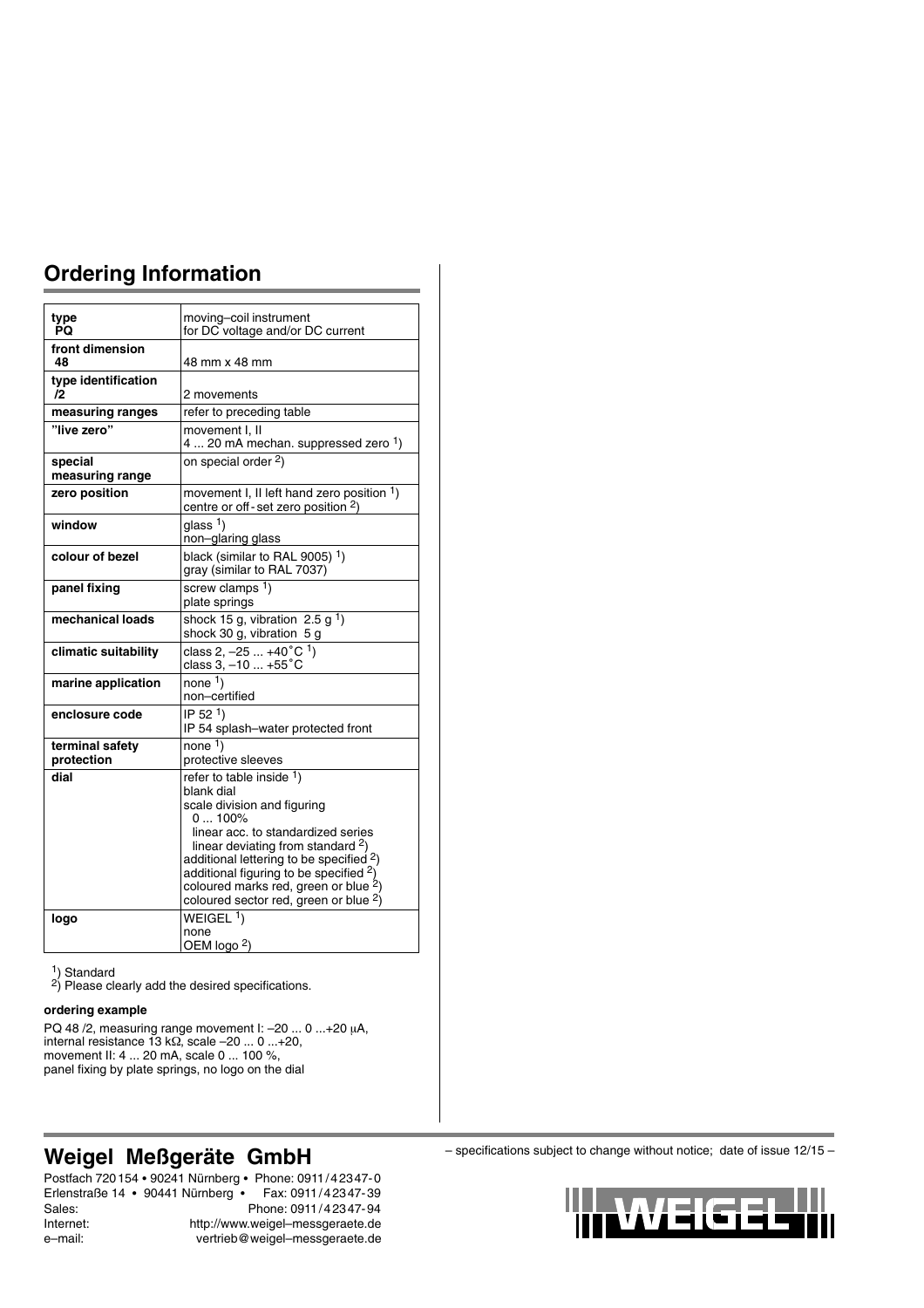## Ordering Information

| | |
|---|---|
| **type** **PQ** | moving–coil instrument for DC voltage and/or DC current |
| **front dimension** **48** | 48 mm x 48 mm |
| **type identification** **/2** | 2 movements |
| **measuring ranges** | refer to preceding table |
| **"live zero"** | movement I, II<br>4 ... 20 mA mechan. suppressed zero [1]) |
| **special measuring range** | on special order [2]) |
| **zero position** | movement I, II left hand zero position [1])<br>centre or off-set zero position [2]) |
| **window** | glass [1])<br>non–glaring glass |
| **colour of bezel** | black (similar to RAL 9005) [1])<br>gray (similar to RAL 7037) |
| **panel fixing** | screw clamps [1])<br>plate springs |
| **mechanical loads** | shock 15 g, vibration 2.5 g [1])<br>shock 30 g, vibration 5 g |
| **climatic suitability** | class 2, –25 ... +40°C [1])<br>class 3, –10 ... +55°C |
| **marine application** | none [1])<br>non–certified |
| **enclosure code** | IP 52 [1])<br>IP 54 splash–water protected front |
| **terminal safety protection** | none [1])<br>protective sleeves |
| **dial** | refer to table inside [1])<br>blank dial<br>scale division and figuring<br>0 ... 100%<br>linear acc. to standardized series<br>linear deviating from standard [2])<br>additional lettering to be specified [2])<br>additional figuring to be specified [2])<br>coloured marks red, green or blue [2])<br>coloured sector red, green or blue [2]) |
| **logo** | WEIGEL [1])<br>none<br>OEM logo [2]) |

[1]) Standard
[2]) Please clearly add the desired specifications.

**ordering example**

PQ 48 /2, measuring range movement I: –20 ... 0 ...+20 μA, internal resistance 13 kΩ, scale –20 ... 0 ...+20, movement II: 4 ... 20 mA, scale 0 ... 100 %, panel fixing by plate springs, no logo on the dial

## Weigel Meßgeräte GmbH

Postfach 720 154 • 90241 Nürnberg • Phone: 0911 / 4 23 47 - 0
Erlenstraße 14 • 90441 Nürnberg • Fax: 0911 / 4 23 47 - 39
Sales: Phone: 0911 / 4 23 47 - 94
Internet: http://www.weigel–messgeraete.de
e–mail: vertrieb@weigel–messgeraete.de

– specifications subject to change without notice; date of issue 12/15 –

WEIGEL